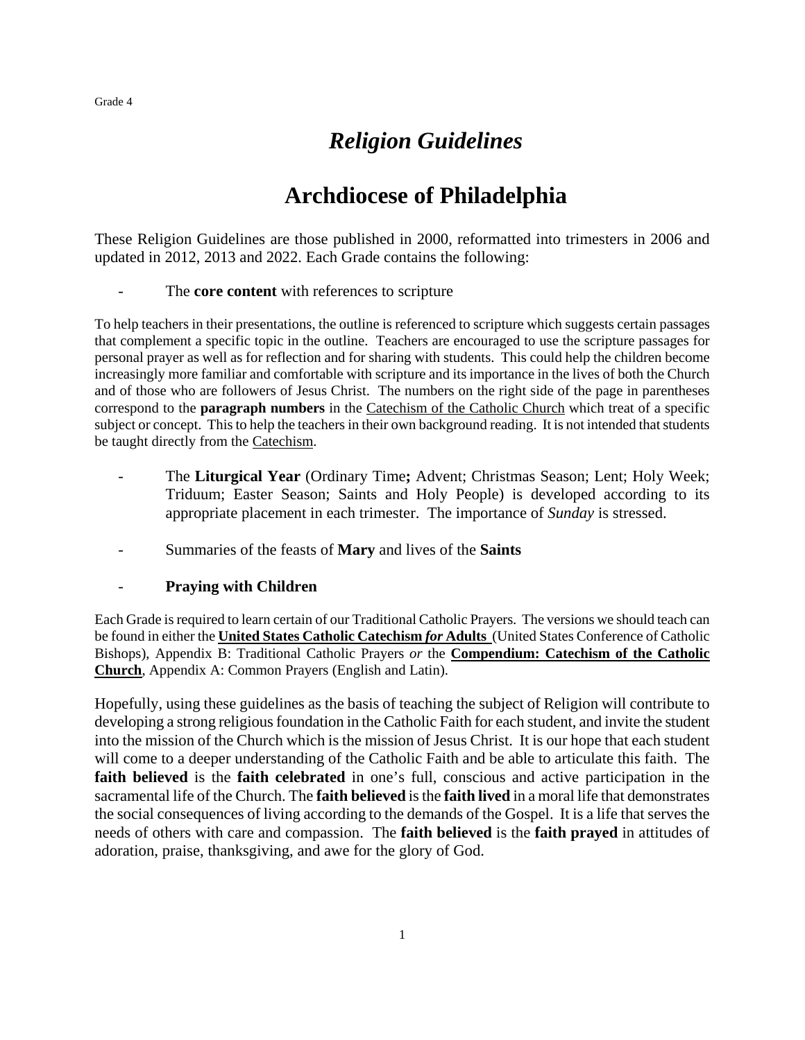Grade 4

# *Religion Guidelines*

# Archdiocese of Philadelphia

These Religion Guidelines are those published in 2000, reformatted into trimesters in 2006 and updated in 2012, 2013 and 2022. Each Grade contains the following:

- The **core content** with references to scripture

To help teachers in their presentations, the outline is referenced to scripture which suggests certain passages that complement a specific topic in the outline. Teachers are encouraged to use the scripture passages for personal prayer as well as for reflection and for sharing with students. This could help the children become increasingly more familiar and comfortable with scripture and its importance in the lives of both the Church and of those who are followers of Jesus Christ. The numbers on the right side of the page in parentheses correspond to the **paragraph numbers** in the Catechism of the Catholic Church which treat of a specific subject or concept. This to help the teachers in their own background reading. It is not intended that students be taught directly from the Catechism.

- The **Liturgical Year** (Ordinary Time**;** Advent; Christmas Season; Lent; Holy Week; Triduum; Easter Season; Saints and Holy People) is developed according to its appropriate placement in each trimester. The importance of *Sunday* is stressed.

- Summaries of the feasts of **Mary** and lives of the **Saints**

- **Praying with Children**

Each Grade is required to learn certain of our Traditional Catholic Prayers. The versions we should teach can be found in either the **United States Catholic Catechism *for* Adults** (United States Conference of Catholic Bishops), Appendix B: Traditional Catholic Prayers *or* the **Compendium: Catechism of the Catholic Church**, Appendix A: Common Prayers (English and Latin).

Hopefully, using these guidelines as the basis of teaching the subject of Religion will contribute to developing a strong religious foundation in the Catholic Faith for each student, and invite the student into the mission of the Church which is the mission of Jesus Christ. It is our hope that each student will come to a deeper understanding of the Catholic Faith and be able to articulate this faith. The **faith believed** is the **faith celebrated** in one's full, conscious and active participation in the sacramental life of the Church. The **faith believed** is the **faith lived** in a moral life that demonstrates the social consequences of living according to the demands of the Gospel. It is a life that serves the needs of others with care and compassion. The **faith believed** is the **faith prayed** in attitudes of adoration, praise, thanksgiving, and awe for the glory of God.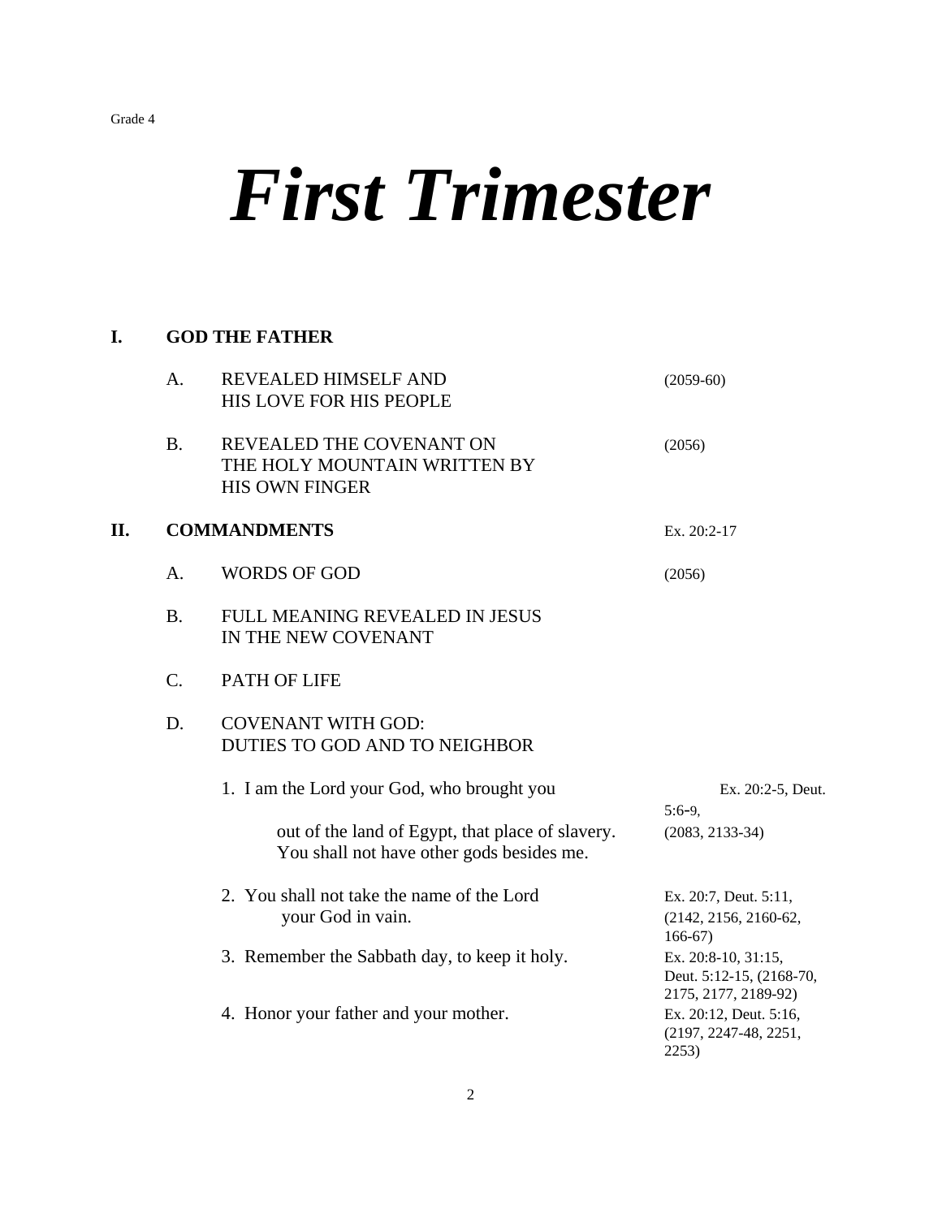Grade 4

# *First Trimester*

**I. GOD THE FATHER**

A. REVEALED HIMSELF AND HIS LOVE FOR HIS PEOPLE (2059-60)

B. REVEALED THE COVENANT ON THE HOLY MOUNTAIN WRITTEN BY HIS OWN FINGER (2056)

**II. COMMANDMENTS** Ex. 20:2-17

A. WORDS OF GOD (2056)

B. FULL MEANING REVEALED IN JESUS IN THE NEW COVENANT

C. PATH OF LIFE

D. COVENANT WITH GOD: DUTIES TO GOD AND TO NEIGHBOR

1. I am the Lord your God, who brought you out of the land of Egypt, that place of slavery. You shall not have other gods besides me. Ex. 20:2-5, Deut. 5:6-9, (2083, 2133-34)

2. You shall not take the name of the Lord your God in vain. Ex. 20:7, Deut. 5:11, (2142, 2156, 2160-62, 166-67)

3. Remember the Sabbath day, to keep it holy. Ex. 20:8-10, 31:15, Deut. 5:12-15, (2168-70, 2175, 2177, 2189-92)

4. Honor your father and your mother. Ex. 20:12, Deut. 5:16, (2197, 2247-48, 2251, 2253)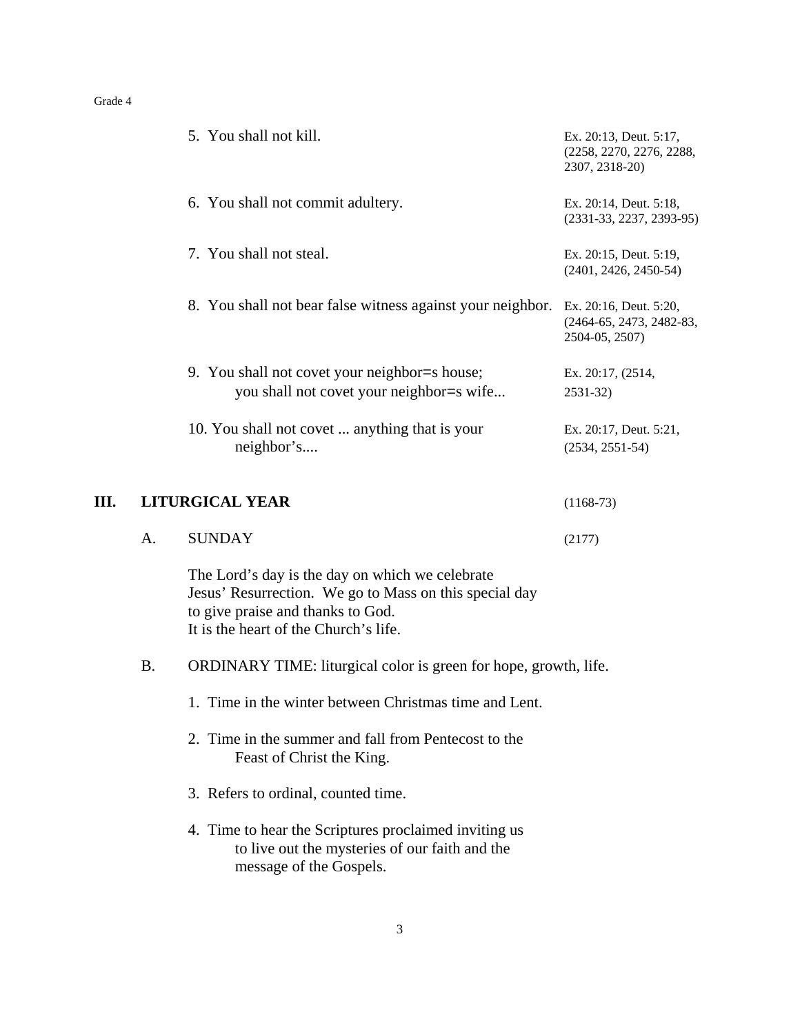5. You shall not kill. — Ex. 20:13, Deut. 5:17, (2258, 2270, 2276, 2288, 2307, 2318-20)

6. You shall not commit adultery. — Ex. 20:14, Deut. 5:18, (2331-33, 2237, 2393-95)

7. You shall not steal. — Ex. 20:15, Deut. 5:19, (2401, 2426, 2450-54)

8. You shall not bear false witness against your neighbor. — Ex. 20:16, Deut. 5:20, (2464-65, 2473, 2482-83, 2504-05, 2507)

9. You shall not covet your neighbor=s house; you shall not covet your neighbor=s wife... — Ex. 20:17, (2514, 2531-32)

10. You shall not covet ... anything that is your neighbor's.... — Ex. 20:17, Deut. 5:21, (2534, 2551-54)

## III. LITURGICAL YEAR (1168-73)

### A. SUNDAY (2177)

The Lord's day is the day on which we celebrate Jesus' Resurrection. We go to Mass on this special day to give praise and thanks to God.
It is the heart of the Church's life.

### B. ORDINARY TIME: liturgical color is green for hope, growth, life.

1. Time in the winter between Christmas time and Lent.

2. Time in the summer and fall from Pentecost to the Feast of Christ the King.

3. Refers to ordinal, counted time.

4. Time to hear the Scriptures proclaimed inviting us to live out the mysteries of our faith and the message of the Gospels.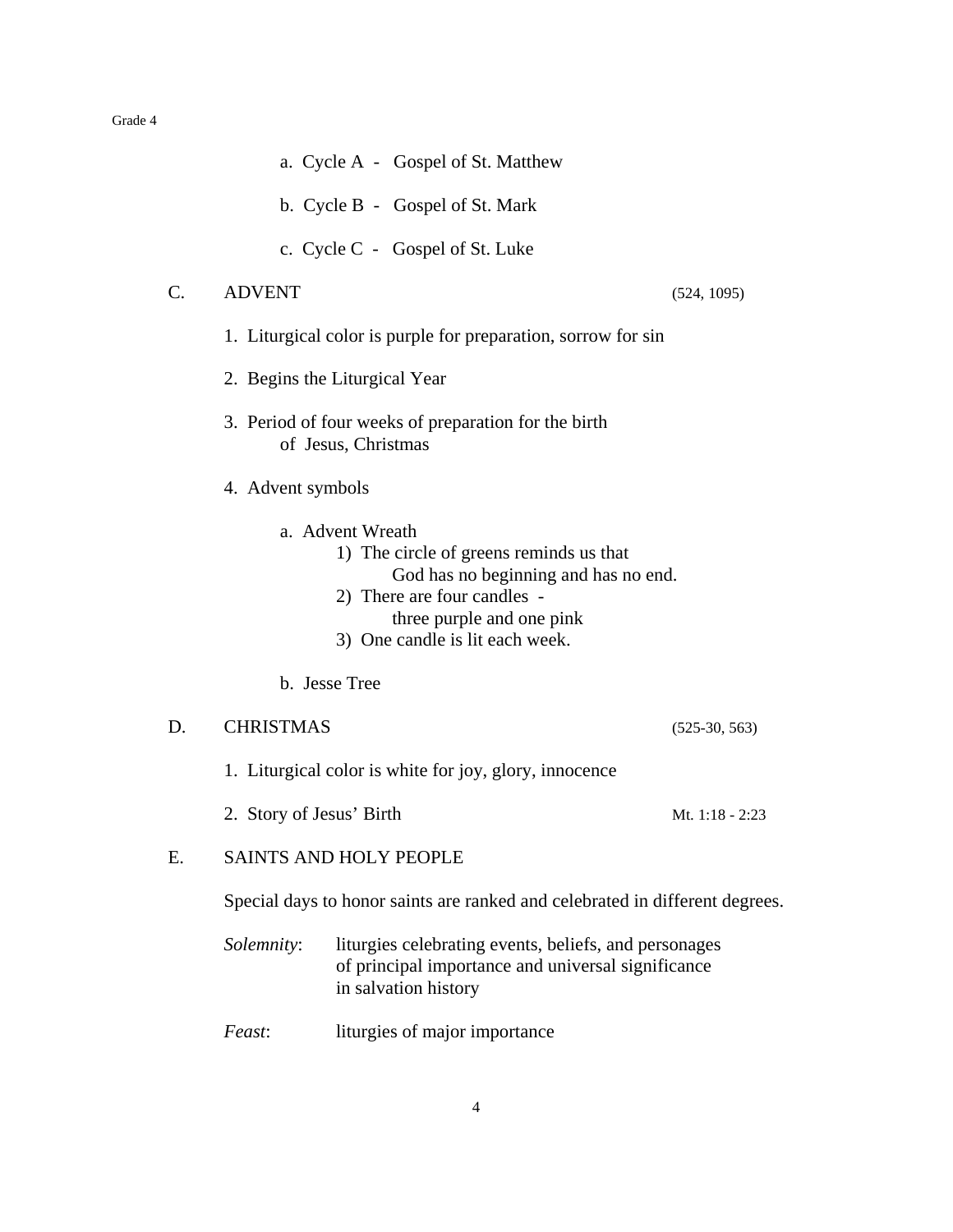a. Cycle A - Gospel of St. Matthew

b. Cycle B - Gospel of St. Mark

c. Cycle C - Gospel of St. Luke

C. ADVENT (524, 1095)

1. Liturgical color is purple for preparation, sorrow for sin

2. Begins the Liturgical Year

3. Period of four weeks of preparation for the birth of Jesus, Christmas

4. Advent symbols

   a. Advent Wreath
      1) The circle of greens reminds us that God has no beginning and has no end.
      2) There are four candles - three purple and one pink
      3) One candle is lit each week.

   b. Jesse Tree

D. CHRISTMAS (525-30, 563)

1. Liturgical color is white for joy, glory, innocence

2. Story of Jesus' Birth Mt. 1:18 - 2:23

E. SAINTS AND HOLY PEOPLE

Special days to honor saints are ranked and celebrated in different degrees.

*Solemnity*: liturgies celebrating events, beliefs, and personages of principal importance and universal significance in salvation history

*Feast*: liturgies of major importance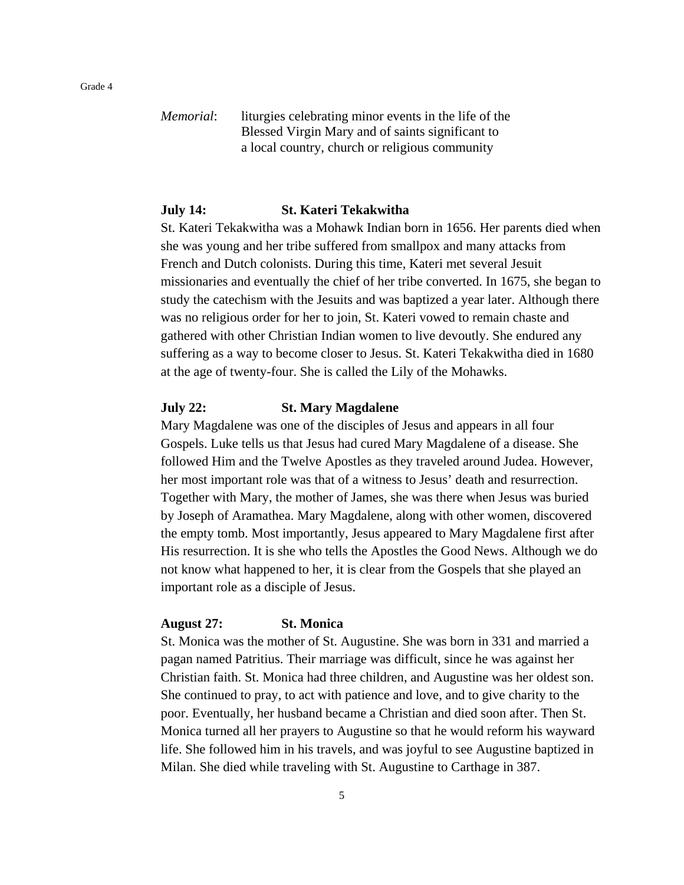*Memorial*: liturgies celebrating minor events in the life of the Blessed Virgin Mary and of saints significant to a local country, church or religious community

**July 14: St. Kateri Tekakwitha**

St. Kateri Tekakwitha was a Mohawk Indian born in 1656. Her parents died when she was young and her tribe suffered from smallpox and many attacks from French and Dutch colonists. During this time, Kateri met several Jesuit missionaries and eventually the chief of her tribe converted. In 1675, she began to study the catechism with the Jesuits and was baptized a year later. Although there was no religious order for her to join, St. Kateri vowed to remain chaste and gathered with other Christian Indian women to live devoutly. She endured any suffering as a way to become closer to Jesus. St. Kateri Tekakwitha died in 1680 at the age of twenty-four. She is called the Lily of the Mohawks.

**July 22: St. Mary Magdalene**

Mary Magdalene was one of the disciples of Jesus and appears in all four Gospels. Luke tells us that Jesus had cured Mary Magdalene of a disease. She followed Him and the Twelve Apostles as they traveled around Judea. However, her most important role was that of a witness to Jesus' death and resurrection. Together with Mary, the mother of James, she was there when Jesus was buried by Joseph of Aramathea. Mary Magdalene, along with other women, discovered the empty tomb. Most importantly, Jesus appeared to Mary Magdalene first after His resurrection. It is she who tells the Apostles the Good News. Although we do not know what happened to her, it is clear from the Gospels that she played an important role as a disciple of Jesus.

**August 27: St. Monica**

St. Monica was the mother of St. Augustine. She was born in 331 and married a pagan named Patritius. Their marriage was difficult, since he was against her Christian faith. St. Monica had three children, and Augustine was her oldest son. She continued to pray, to act with patience and love, and to give charity to the poor. Eventually, her husband became a Christian and died soon after. Then St. Monica turned all her prayers to Augustine so that he would reform his wayward life. She followed him in his travels, and was joyful to see Augustine baptized in Milan. She died while traveling with St. Augustine to Carthage in 387.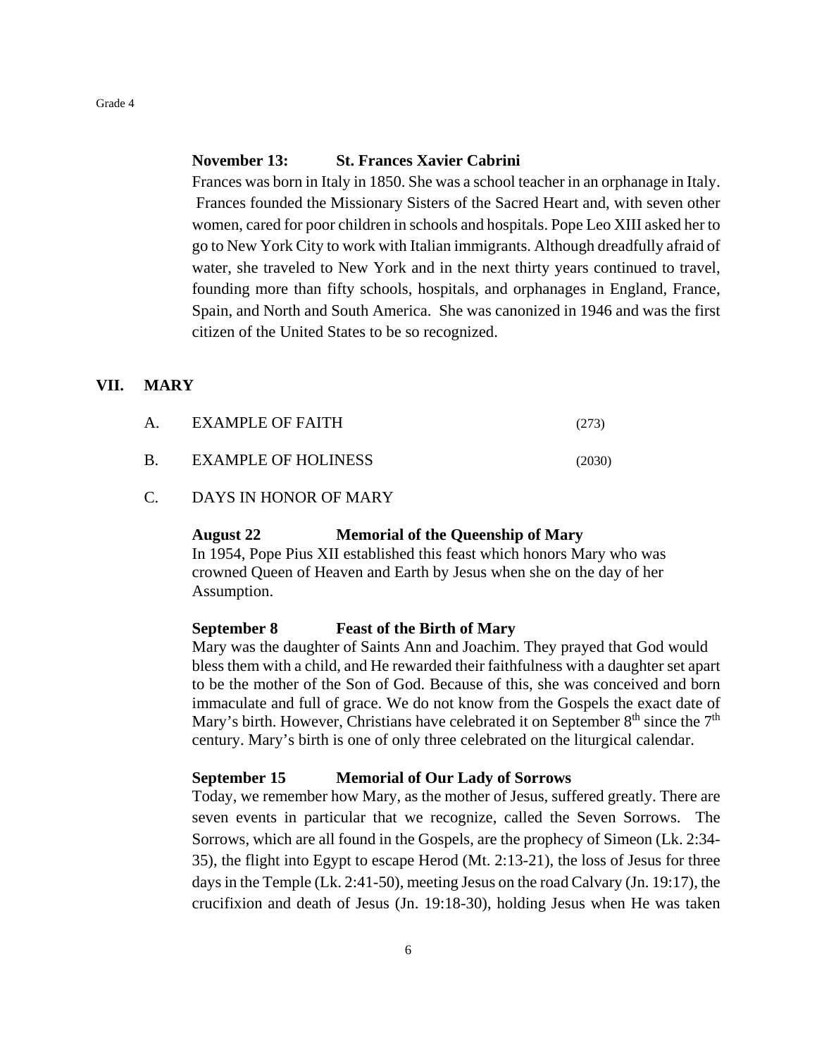**November 13: St. Frances Xavier Cabrini**

Frances was born in Italy in 1850. She was a school teacher in an orphanage in Italy. Frances founded the Missionary Sisters of the Sacred Heart and, with seven other women, cared for poor children in schools and hospitals. Pope Leo XIII asked her to go to New York City to work with Italian immigrants. Although dreadfully afraid of water, she traveled to New York and in the next thirty years continued to travel, founding more than fifty schools, hospitals, and orphanages in England, France, Spain, and North and South America. She was canonized in 1946 and was the first citizen of the United States to be so recognized.

## VII. MARY

A. EXAMPLE OF FAITH (273)

B. EXAMPLE OF HOLINESS (2030)

C. DAYS IN HONOR OF MARY

**August 22 Memorial of the Queenship of Mary**

In 1954, Pope Pius XII established this feast which honors Mary who was crowned Queen of Heaven and Earth by Jesus when she on the day of her Assumption.

**September 8 Feast of the Birth of Mary**

Mary was the daughter of Saints Ann and Joachim. They prayed that God would bless them with a child, and He rewarded their faithfulness with a daughter set apart to be the mother of the Son of God. Because of this, she was conceived and born immaculate and full of grace. We do not know from the Gospels the exact date of Mary's birth. However, Christians have celebrated it on September 8th since the 7th century. Mary's birth is one of only three celebrated on the liturgical calendar.

**September 15 Memorial of Our Lady of Sorrows**

Today, we remember how Mary, as the mother of Jesus, suffered greatly. There are seven events in particular that we recognize, called the Seven Sorrows. The Sorrows, which are all found in the Gospels, are the prophecy of Simeon (Lk. 2:34-35), the flight into Egypt to escape Herod (Mt. 2:13-21), the loss of Jesus for three days in the Temple (Lk. 2:41-50), meeting Jesus on the road Calvary (Jn. 19:17), the crucifixion and death of Jesus (Jn. 19:18-30), holding Jesus when He was taken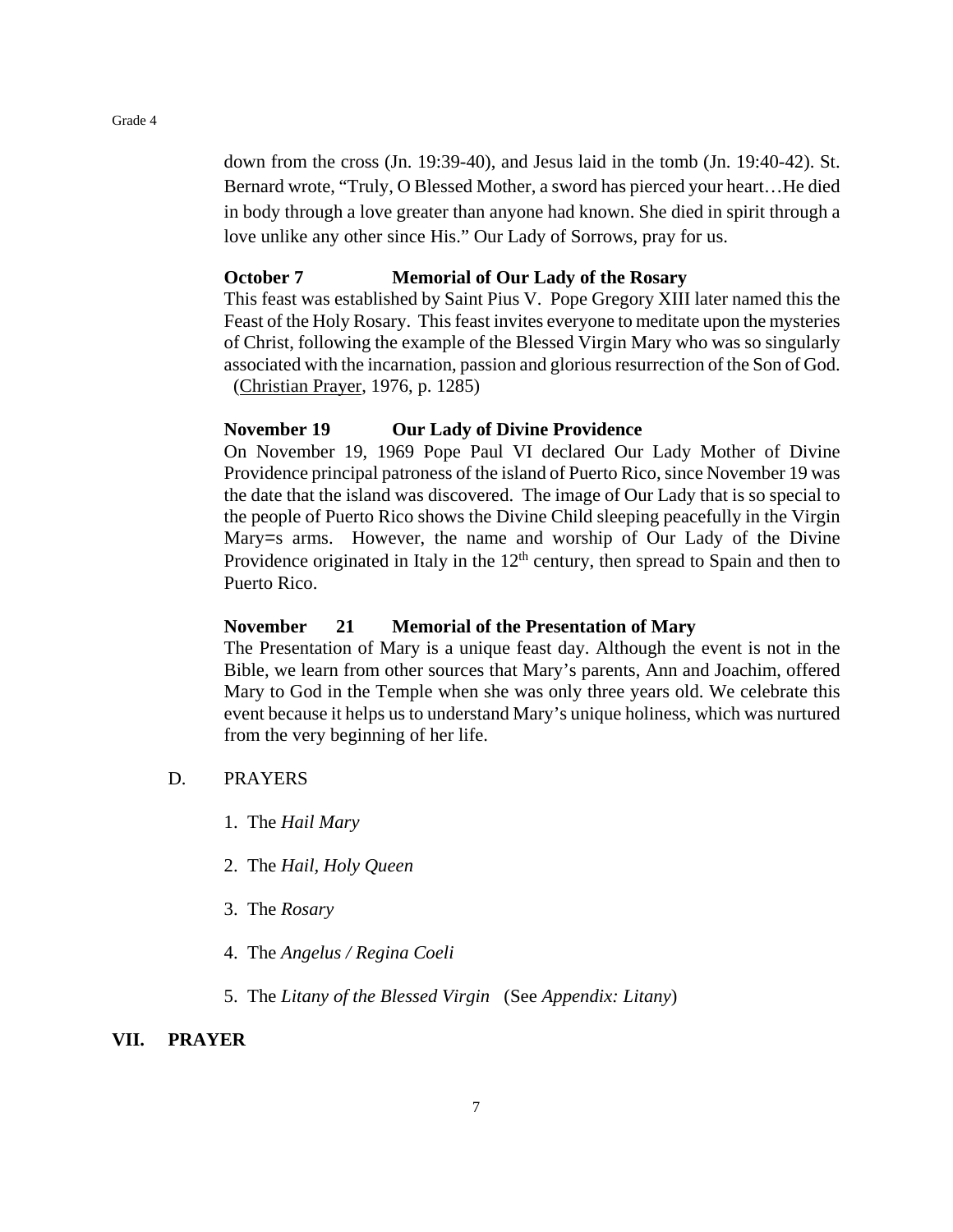down from the cross (Jn. 19:39-40), and Jesus laid in the tomb (Jn. 19:40-42). St. Bernard wrote, "Truly, O Blessed Mother, a sword has pierced your heart…He died in body through a love greater than anyone had known. She died in spirit through a love unlike any other since His." Our Lady of Sorrows, pray for us.

**October 7 Memorial of Our Lady of the Rosary**
This feast was established by Saint Pius V. Pope Gregory XIII later named this the Feast of the Holy Rosary. This feast invites everyone to meditate upon the mysteries of Christ, following the example of the Blessed Virgin Mary who was so singularly associated with the incarnation, passion and glorious resurrection of the Son of God. (Christian Prayer, 1976, p. 1285)

**November 19 Our Lady of Divine Providence**
On November 19, 1969 Pope Paul VI declared Our Lady Mother of Divine Providence principal patroness of the island of Puerto Rico, since November 19 was the date that the island was discovered. The image of Our Lady that is so special to the people of Puerto Rico shows the Divine Child sleeping peacefully in the Virgin Mary=s arms. However, the name and worship of Our Lady of the Divine Providence originated in Italy in the 12th century, then spread to Spain and then to Puerto Rico.

**November 21 Memorial of the Presentation of Mary**
The Presentation of Mary is a unique feast day. Although the event is not in the Bible, we learn from other sources that Mary's parents, Ann and Joachim, offered Mary to God in the Temple when she was only three years old. We celebrate this event because it helps us to understand Mary's unique holiness, which was nurtured from the very beginning of her life.

D. PRAYERS

1. The *Hail Mary*
2. The *Hail, Holy Queen*
3. The *Rosary*
4. The *Angelus / Regina Coeli*
5. The *Litany of the Blessed Virgin* (See *Appendix: Litany*)

## VII. PRAYER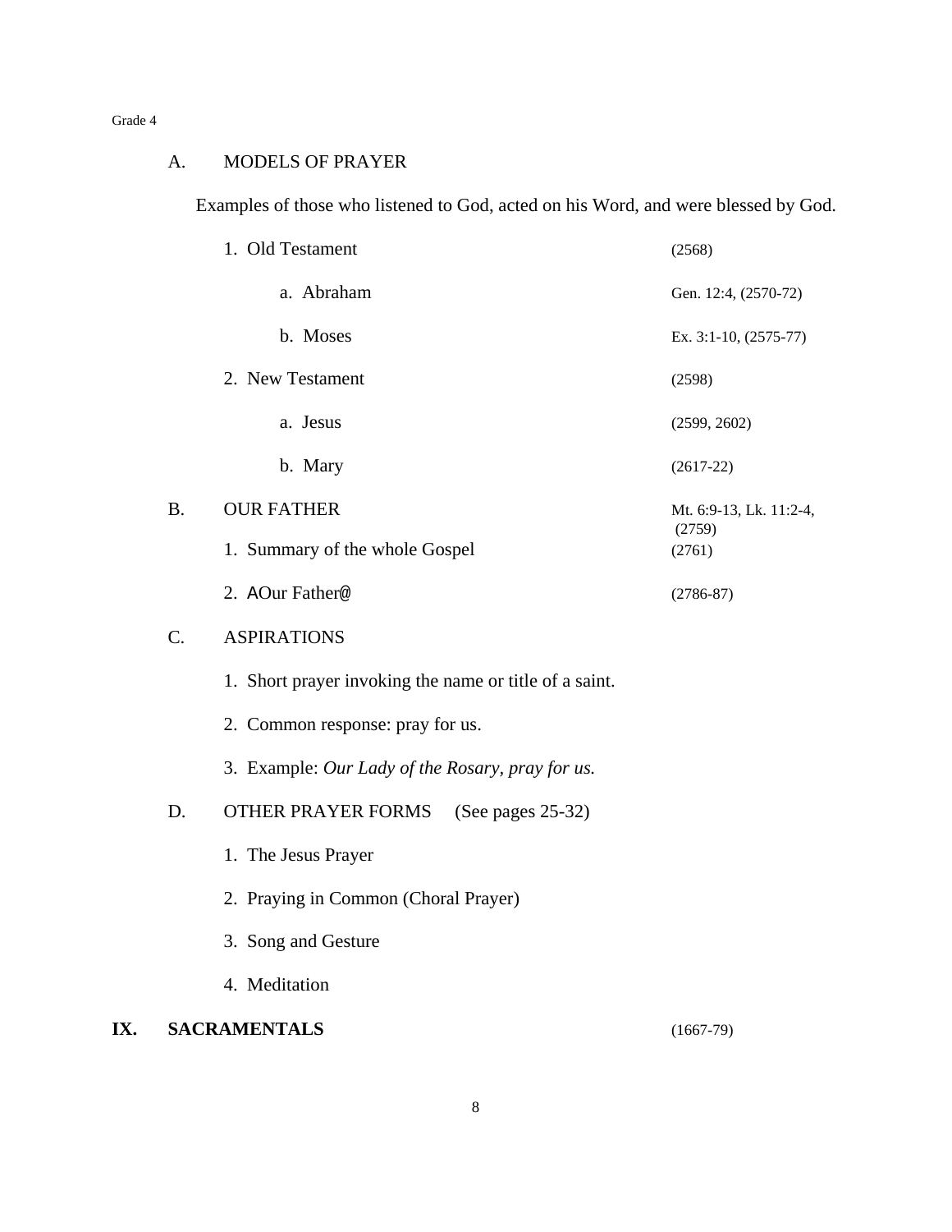A. MODELS OF PRAYER

Examples of those who listened to God, acted on his Word, and were blessed by God.

1. Old Testament (2568)
   - a. Abraham Gen. 12:4, (2570-72)
   - b. Moses Ex. 3:1-10, (2575-77)
2. New Testament (2598)
   - a. Jesus (2599, 2602)
   - b. Mary (2617-22)

B. OUR FATHER Mt. 6:9-13, Lk. 11:2-4, (2759)

1. Summary of the whole Gospel (2761)
2. AOur Father@ (2786-87)

C. ASPIRATIONS

1. Short prayer invoking the name or title of a saint.
2. Common response: pray for us.
3. Example: *Our Lady of the Rosary, pray for us.*

D. OTHER PRAYER FORMS (See pages 25-32)

1. The Jesus Prayer
2. Praying in Common (Choral Prayer)
3. Song and Gesture
4. Meditation

## IX. SACRAMENTALS (1667-79)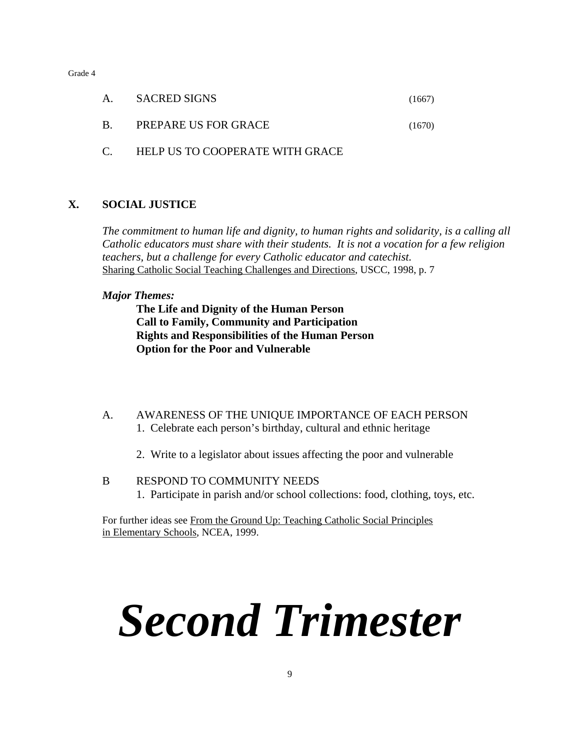A. SACRED SIGNS (1667)

B. PREPARE US FOR GRACE (1670)

C. HELP US TO COOPERATE WITH GRACE

## X. SOCIAL JUSTICE

*The commitment to human life and dignity, to human rights and solidarity, is a calling all Catholic educators must share with their students. It is not a vocation for a few religion teachers, but a challenge for every Catholic educator and catechist.*
Sharing Catholic Social Teaching Challenges and Directions, USCC, 1998, p. 7

***Major Themes:***

**The Life and Dignity of the Human Person**
**Call to Family, Community and Participation**
**Rights and Responsibilities of the Human Person**
**Option for the Poor and Vulnerable**

A. AWARENESS OF THE UNIQUE IMPORTANCE OF EACH PERSON
1. Celebrate each person's birthday, cultural and ethnic heritage
2. Write to a legislator about issues affecting the poor and vulnerable

B RESPOND TO COMMUNITY NEEDS
1. Participate in parish and/or school collections: food, clothing, toys, etc.

For further ideas see From the Ground Up: Teaching Catholic Social Principles in Elementary Schools, NCEA, 1999.

# ***Second Trimester***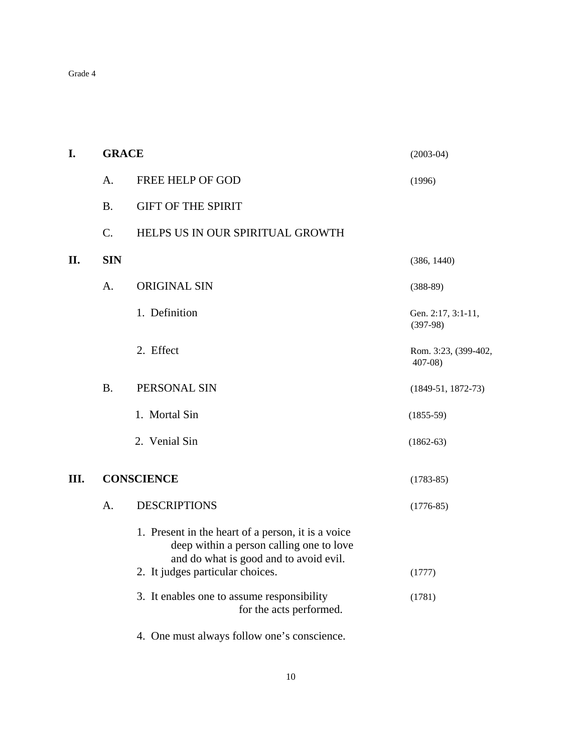Grade 4

| | | | |
|---|---|---|---|
| **I.** | **GRACE** | | (2003-04) |
| | A. | FREE HELP OF GOD | (1996) |
| | B. | GIFT OF THE SPIRIT | |
| | C. | HELPS US IN OUR SPIRITUAL GROWTH | |
| **II.** | **SIN** | | (386, 1440) |
| | A. | ORIGINAL SIN | (388-89) |
| | | 1. Definition | Gen. 2:17, 3:1-11, (397-98) |
| | | 2. Effect | Rom. 3:23, (399-402, 407-08) |
| | B. | PERSONAL SIN | (1849-51, 1872-73) |
| | | 1. Mortal Sin | (1855-59) |
| | | 2. Venial Sin | (1862-63) |
| **III.** | **CONSCIENCE** | | (1783-85) |
| | A. | DESCRIPTIONS | (1776-85) |
| | | 1. Present in the heart of a person, it is a voice deep within a person calling one to love and do what is good and to avoid evil. | |
| | | 2. It judges particular choices. | (1777) |
| | | 3. It enables one to assume responsibility for the acts performed. | (1781) |
| | | 4. One must always follow one's conscience. | |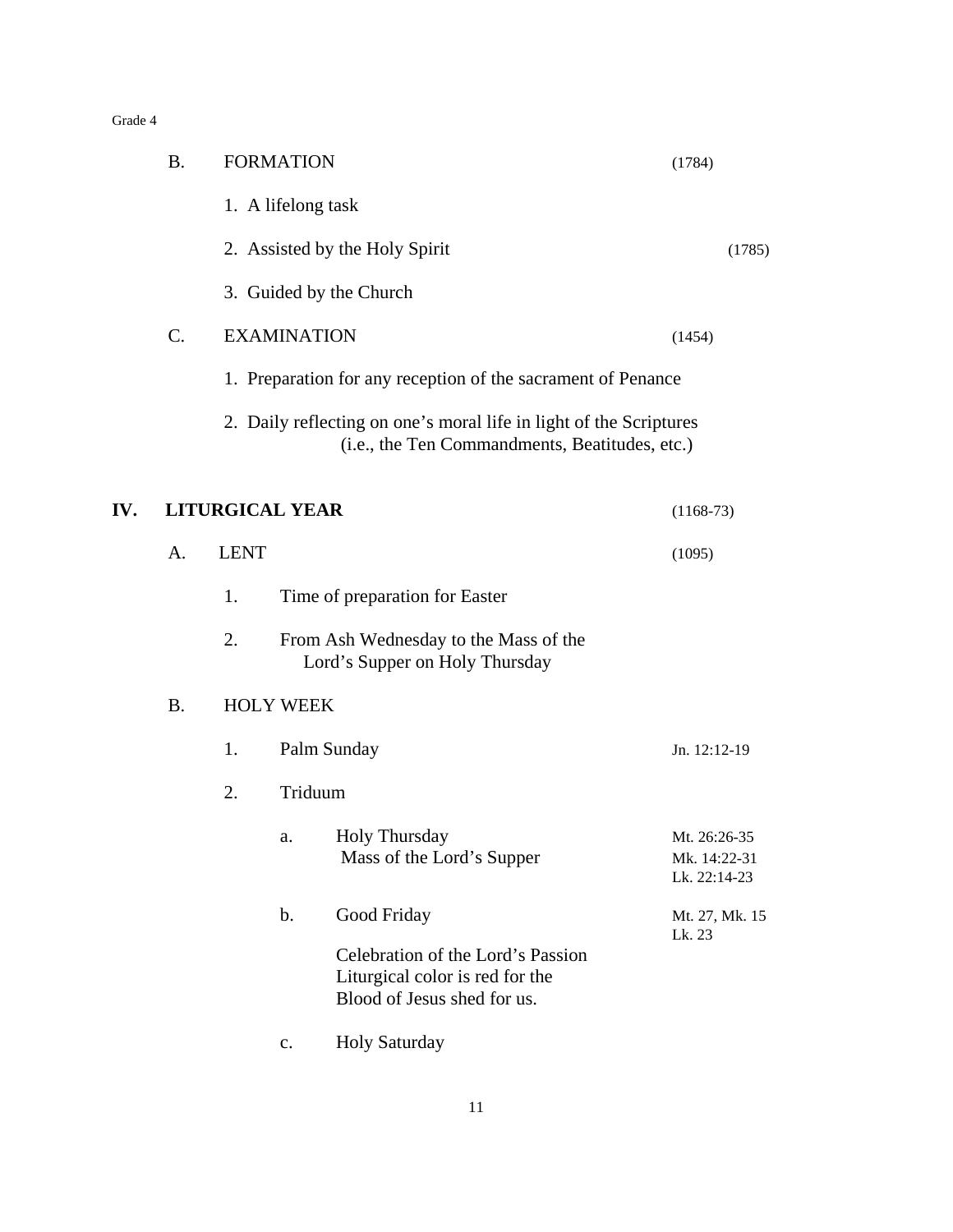B. FORMATION (1784)

1. A lifelong task

2. Assisted by the Holy Spirit (1785)

3. Guided by the Church

C. EXAMINATION (1454)

1. Preparation for any reception of the sacrament of Penance

2. Daily reflecting on one's moral life in light of the Scriptures (i.e., the Ten Commandments, Beatitudes, etc.)

## IV. LITURGICAL YEAR (1168-73)

A. LENT (1095)

1. Time of preparation for Easter

2. From Ash Wednesday to the Mass of the Lord's Supper on Holy Thursday

B. HOLY WEEK

1. Palm Sunday — Jn. 12:12-19

2. Triduum

a. Holy Thursday
Mass of the Lord's Supper — Mt. 26:26-35, Mk. 14:22-31, Lk. 22:14-23

b. Good Friday — Mt. 27, Mk. 15, Lk. 23

Celebration of the Lord's Passion
Liturgical color is red for the Blood of Jesus shed for us.

c. Holy Saturday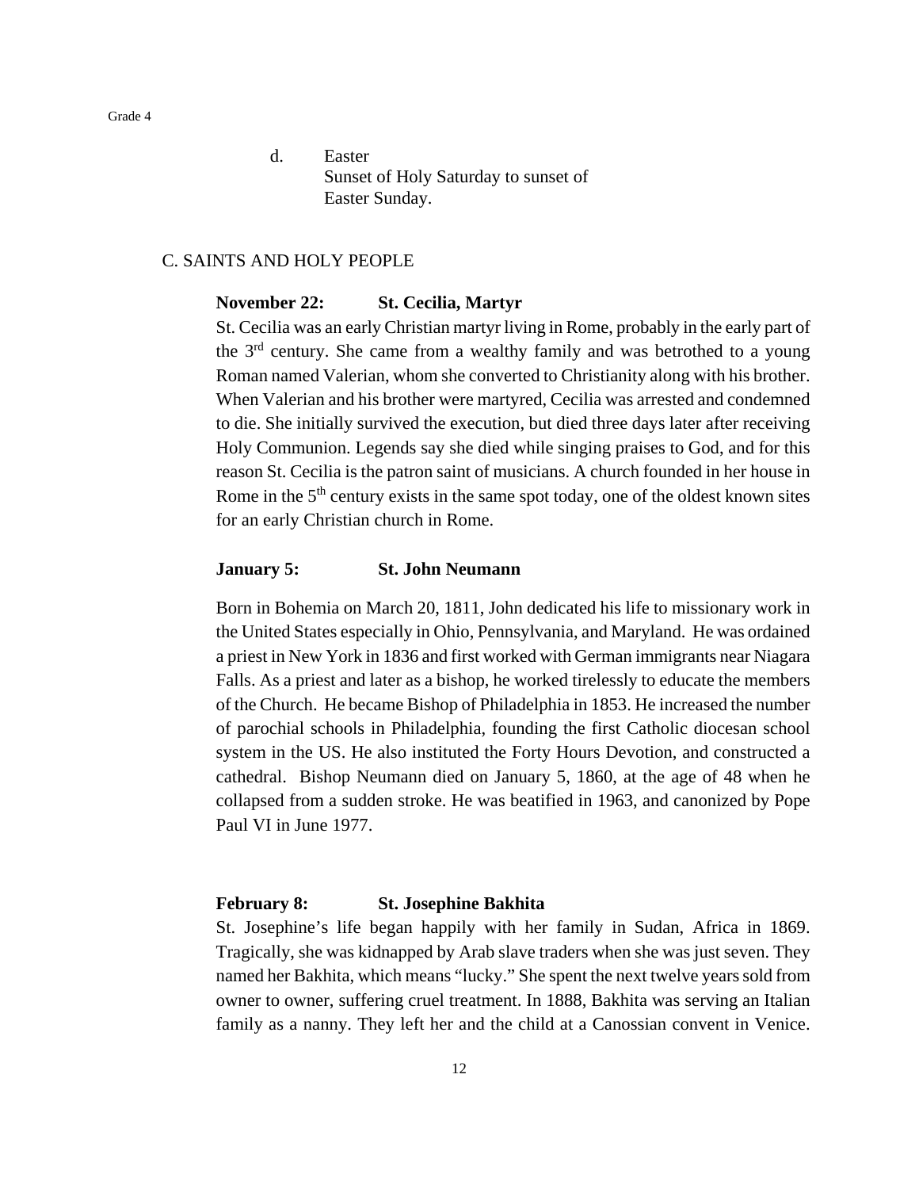d. Easter
   Sunset of Holy Saturday to sunset of
   Easter Sunday.

## C. SAINTS AND HOLY PEOPLE

**November 22: St. Cecilia, Martyr**

St. Cecilia was an early Christian martyr living in Rome, probably in the early part of the 3rd century. She came from a wealthy family and was betrothed to a young Roman named Valerian, whom she converted to Christianity along with his brother. When Valerian and his brother were martyred, Cecilia was arrested and condemned to die. She initially survived the execution, but died three days later after receiving Holy Communion. Legends say she died while singing praises to God, and for this reason St. Cecilia is the patron saint of musicians. A church founded in her house in Rome in the 5th century exists in the same spot today, one of the oldest known sites for an early Christian church in Rome.

**January 5: St. John Neumann**

Born in Bohemia on March 20, 1811, John dedicated his life to missionary work in the United States especially in Ohio, Pennsylvania, and Maryland. He was ordained a priest in New York in 1836 and first worked with German immigrants near Niagara Falls. As a priest and later as a bishop, he worked tirelessly to educate the members of the Church. He became Bishop of Philadelphia in 1853. He increased the number of parochial schools in Philadelphia, founding the first Catholic diocesan school system in the US. He also instituted the Forty Hours Devotion, and constructed a cathedral. Bishop Neumann died on January 5, 1860, at the age of 48 when he collapsed from a sudden stroke. He was beatified in 1963, and canonized by Pope Paul VI in June 1977.

**February 8: St. Josephine Bakhita**

St. Josephine's life began happily with her family in Sudan, Africa in 1869. Tragically, she was kidnapped by Arab slave traders when she was just seven. They named her Bakhita, which means "lucky." She spent the next twelve years sold from owner to owner, suffering cruel treatment. In 1888, Bakhita was serving an Italian family as a nanny. They left her and the child at a Canossian convent in Venice.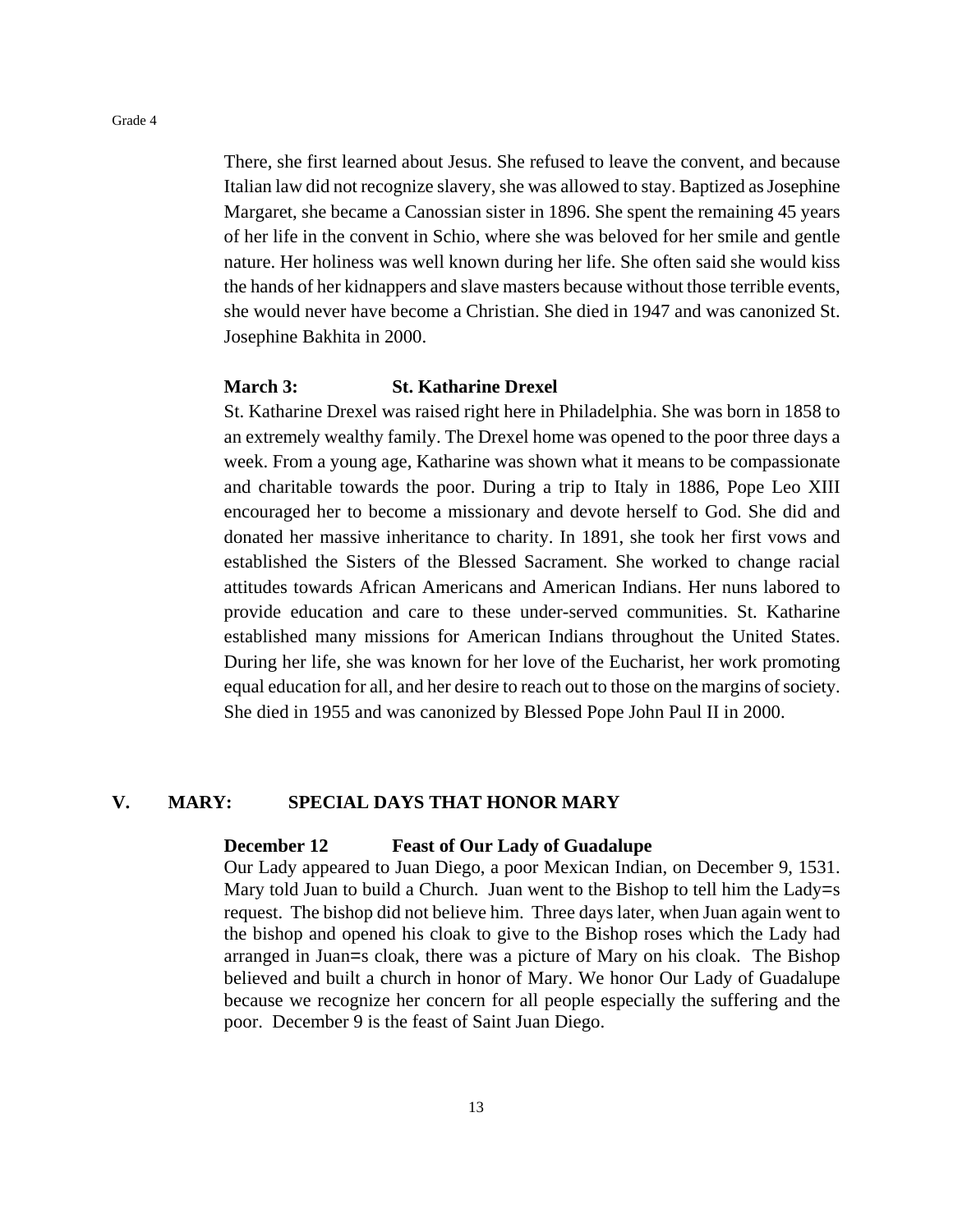There, she first learned about Jesus. She refused to leave the convent, and because Italian law did not recognize slavery, she was allowed to stay. Baptized as Josephine Margaret, she became a Canossian sister in 1896. She spent the remaining 45 years of her life in the convent in Schio, where she was beloved for her smile and gentle nature. Her holiness was well known during her life. She often said she would kiss the hands of her kidnappers and slave masters because without those terrible events, she would never have become a Christian. She died in 1947 and was canonized St. Josephine Bakhita in 2000.

**March 3: St. Katharine Drexel**

St. Katharine Drexel was raised right here in Philadelphia. She was born in 1858 to an extremely wealthy family. The Drexel home was opened to the poor three days a week. From a young age, Katharine was shown what it means to be compassionate and charitable towards the poor. During a trip to Italy in 1886, Pope Leo XIII encouraged her to become a missionary and devote herself to God. She did and donated her massive inheritance to charity. In 1891, she took her first vows and established the Sisters of the Blessed Sacrament. She worked to change racial attitudes towards African Americans and American Indians. Her nuns labored to provide education and care to these under-served communities. St. Katharine established many missions for American Indians throughout the United States. During her life, she was known for her love of the Eucharist, her work promoting equal education for all, and her desire to reach out to those on the margins of society. She died in 1955 and was canonized by Blessed Pope John Paul II in 2000.

## V. MARY: SPECIAL DAYS THAT HONOR MARY

**December 12 Feast of Our Lady of Guadalupe**

Our Lady appeared to Juan Diego, a poor Mexican Indian, on December 9, 1531. Mary told Juan to build a Church. Juan went to the Bishop to tell him the Lady=s request. The bishop did not believe him. Three days later, when Juan again went to the bishop and opened his cloak to give to the Bishop roses which the Lady had arranged in Juan=s cloak, there was a picture of Mary on his cloak. The Bishop believed and built a church in honor of Mary. We honor Our Lady of Guadalupe because we recognize her concern for all people especially the suffering and the poor. December 9 is the feast of Saint Juan Diego.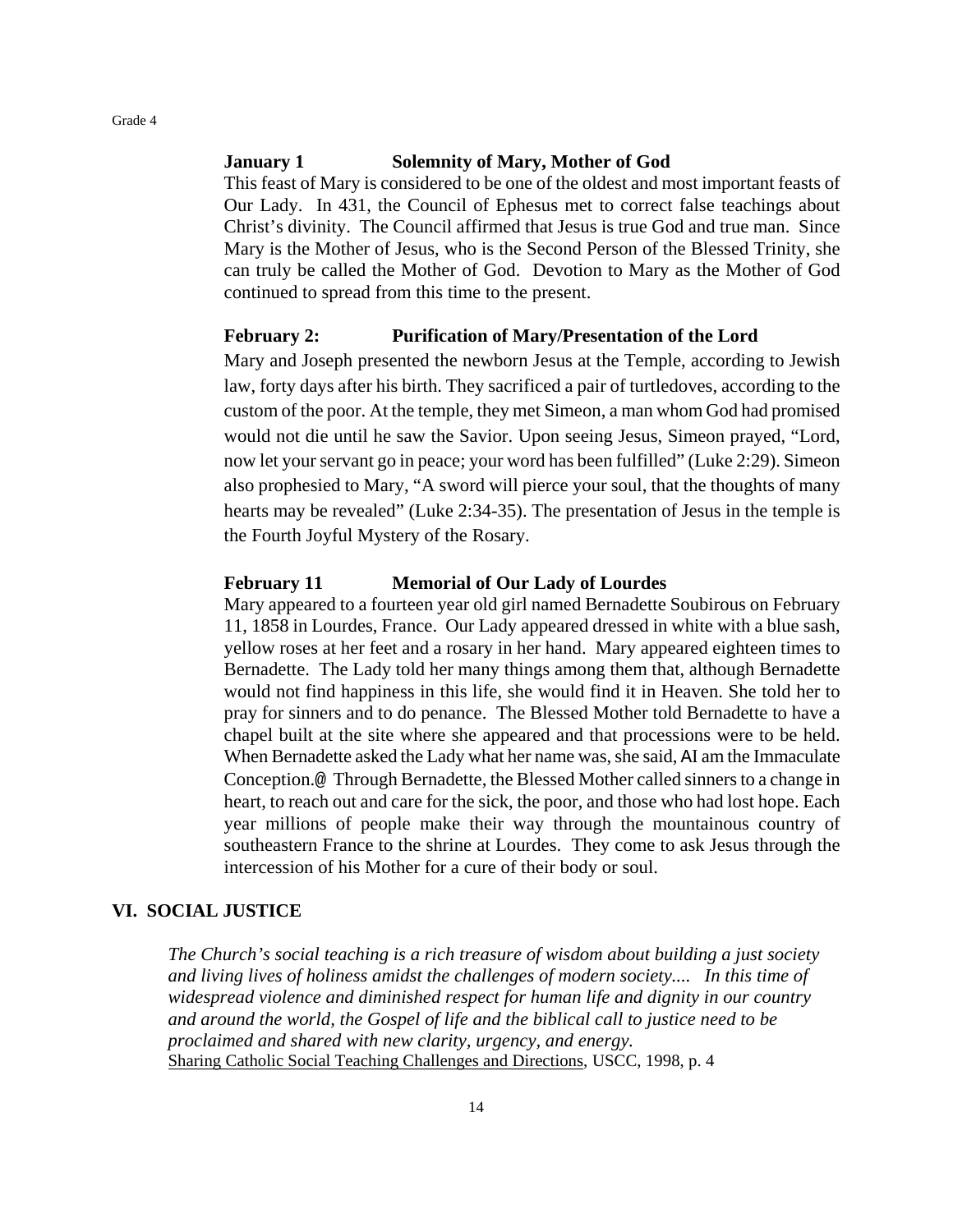**January 1** **Solemnity of Mary, Mother of God**

This feast of Mary is considered to be one of the oldest and most important feasts of Our Lady. In 431, the Council of Ephesus met to correct false teachings about Christ's divinity. The Council affirmed that Jesus is true God and true man. Since Mary is the Mother of Jesus, who is the Second Person of the Blessed Trinity, she can truly be called the Mother of God. Devotion to Mary as the Mother of God continued to spread from this time to the present.

**February 2:** **Purification of Mary/Presentation of the Lord**

Mary and Joseph presented the newborn Jesus at the Temple, according to Jewish law, forty days after his birth. They sacrificed a pair of turtledoves, according to the custom of the poor. At the temple, they met Simeon, a man whom God had promised would not die until he saw the Savior. Upon seeing Jesus, Simeon prayed, "Lord, now let your servant go in peace; your word has been fulfilled" (Luke 2:29). Simeon also prophesied to Mary, "A sword will pierce your soul, that the thoughts of many hearts may be revealed" (Luke 2:34-35). The presentation of Jesus in the temple is the Fourth Joyful Mystery of the Rosary.

**February 11** **Memorial of Our Lady of Lourdes**

Mary appeared to a fourteen year old girl named Bernadette Soubirous on February 11, 1858 in Lourdes, France. Our Lady appeared dressed in white with a blue sash, yellow roses at her feet and a rosary in her hand. Mary appeared eighteen times to Bernadette. The Lady told her many things among them that, although Bernadette would not find happiness in this life, she would find it in Heaven. She told her to pray for sinners and to do penance. The Blessed Mother told Bernadette to have a chapel built at the site where she appeared and that processions were to be held. When Bernadette asked the Lady what her name was, she said, AI am the Immaculate Conception.@ Through Bernadette, the Blessed Mother called sinners to a change in heart, to reach out and care for the sick, the poor, and those who had lost hope. Each year millions of people make their way through the mountainous country of southeastern France to the shrine at Lourdes. They come to ask Jesus through the intercession of his Mother for a cure of their body or soul.

## VI. SOCIAL JUSTICE

*The Church's social teaching is a rich treasure of wisdom about building a just society and living lives of holiness amidst the challenges of modern society.... In this time of widespread violence and diminished respect for human life and dignity in our country and around the world, the Gospel of life and the biblical call to justice need to be proclaimed and shared with new clarity, urgency, and energy.*
Sharing Catholic Social Teaching Challenges and Directions, USCC, 1998, p. 4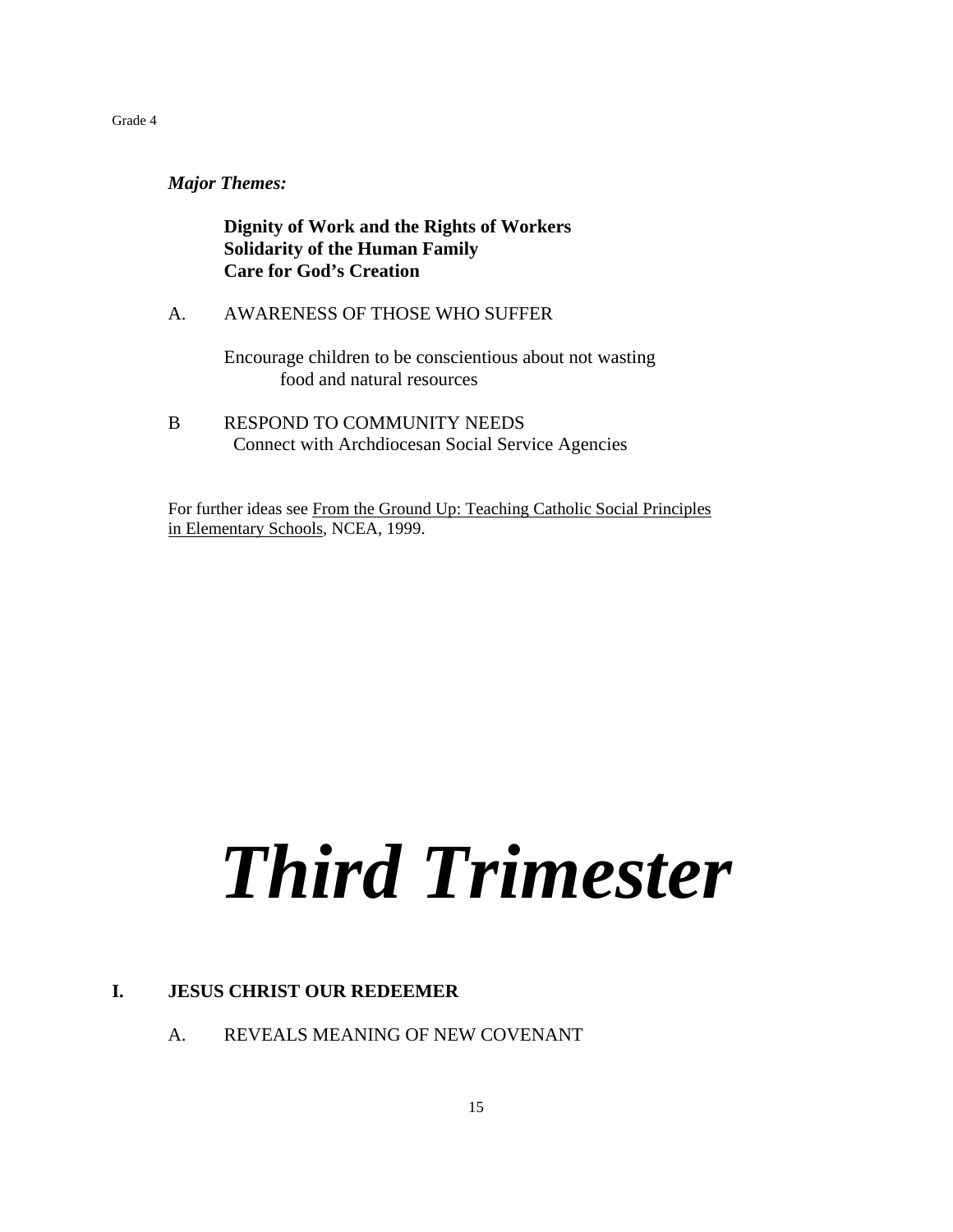***Major Themes:***

**Dignity of Work and the Rights of Workers**
**Solidarity of the Human Family**
**Care for God's Creation**

A. AWARENESS OF THOSE WHO SUFFER

Encourage children to be conscientious about not wasting food and natural resources

B RESPOND TO COMMUNITY NEEDS

Connect with Archdiocesan Social Service Agencies

For further ideas see From the Ground Up: Teaching Catholic Social Principles in Elementary Schools, NCEA, 1999.

# ***Third Trimester***

## I. JESUS CHRIST OUR REDEEMER

A. REVEALS MEANING OF NEW COVENANT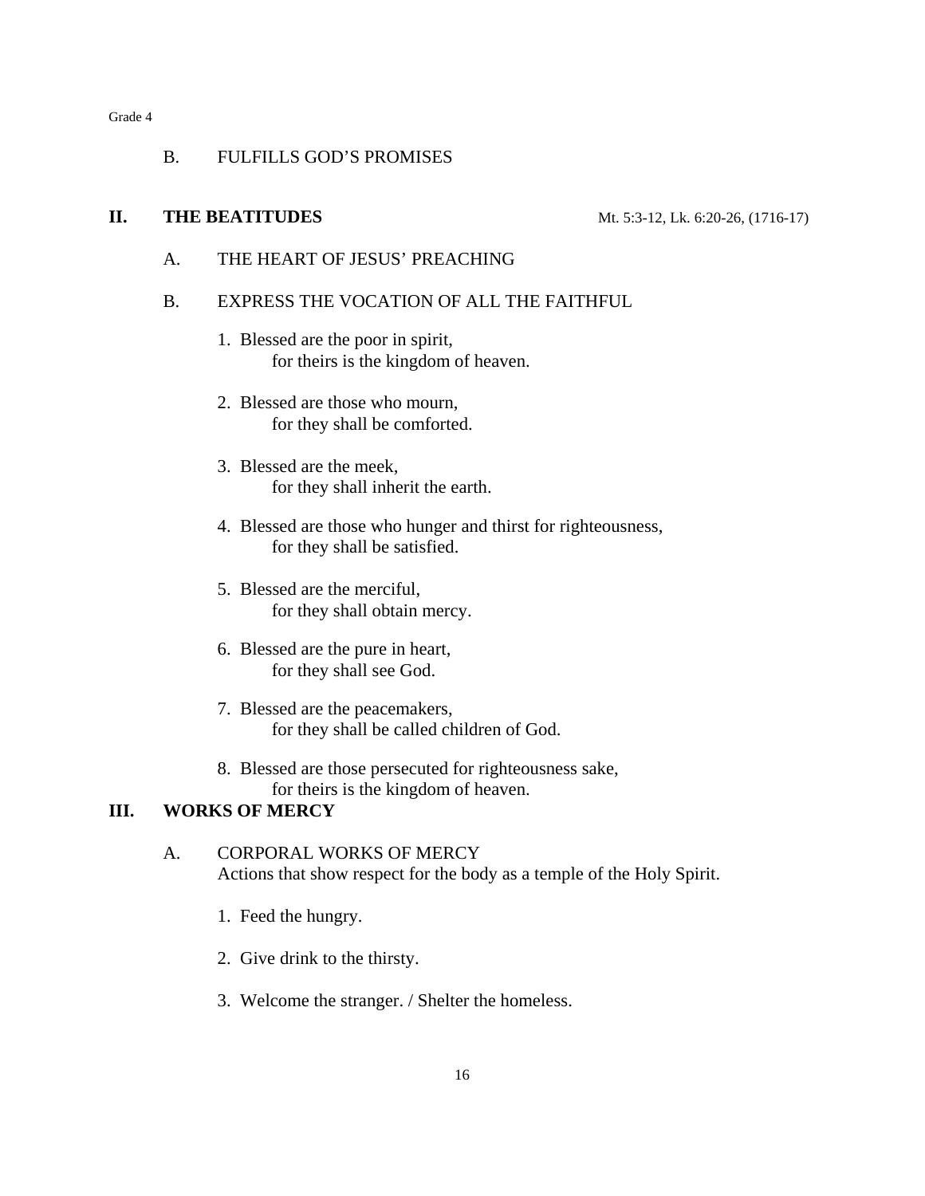B. FULFILLS GOD'S PROMISES

## II. THE BEATITUDES

Mt. 5:3-12, Lk. 6:20-26, (1716-17)

A. THE HEART OF JESUS' PREACHING

B. EXPRESS THE VOCATION OF ALL THE FAITHFUL

1. Blessed are the poor in spirit,
   for theirs is the kingdom of heaven.

2. Blessed are those who mourn,
   for they shall be comforted.

3. Blessed are the meek,
   for they shall inherit the earth.

4. Blessed are those who hunger and thirst for righteousness,
   for they shall be satisfied.

5. Blessed are the merciful,
   for they shall obtain mercy.

6. Blessed are the pure in heart,
   for they shall see God.

7. Blessed are the peacemakers,
   for they shall be called children of God.

8. Blessed are those persecuted for righteousness sake,
   for theirs is the kingdom of heaven.

## III. WORKS OF MERCY

A. CORPORAL WORKS OF MERCY
Actions that show respect for the body as a temple of the Holy Spirit.

1. Feed the hungry.

2. Give drink to the thirsty.

3. Welcome the stranger. / Shelter the homeless.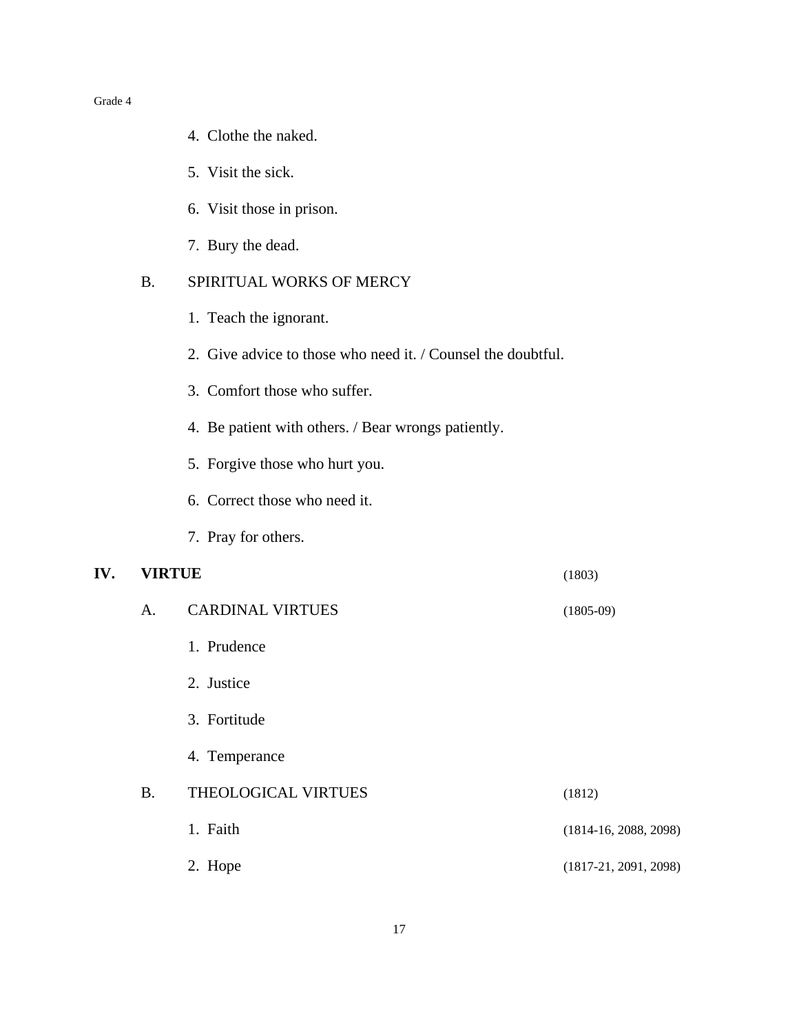4. Clothe the naked.
5. Visit the sick.
6. Visit those in prison.
7. Bury the dead.

B. SPIRITUAL WORKS OF MERCY

1. Teach the ignorant.
2. Give advice to those who need it. / Counsel the doubtful.
3. Comfort those who suffer.
4. Be patient with others. / Bear wrongs patiently.
5. Forgive those who hurt you.
6. Correct those who need it.
7. Pray for others.

## IV. VIRTUE (1803)

A. CARDINAL VIRTUES (1805-09)

1. Prudence
2. Justice
3. Fortitude
4. Temperance

B. THEOLOGICAL VIRTUES (1812)

1. Faith (1814-16, 2088, 2098)
2. Hope (1817-21, 2091, 2098)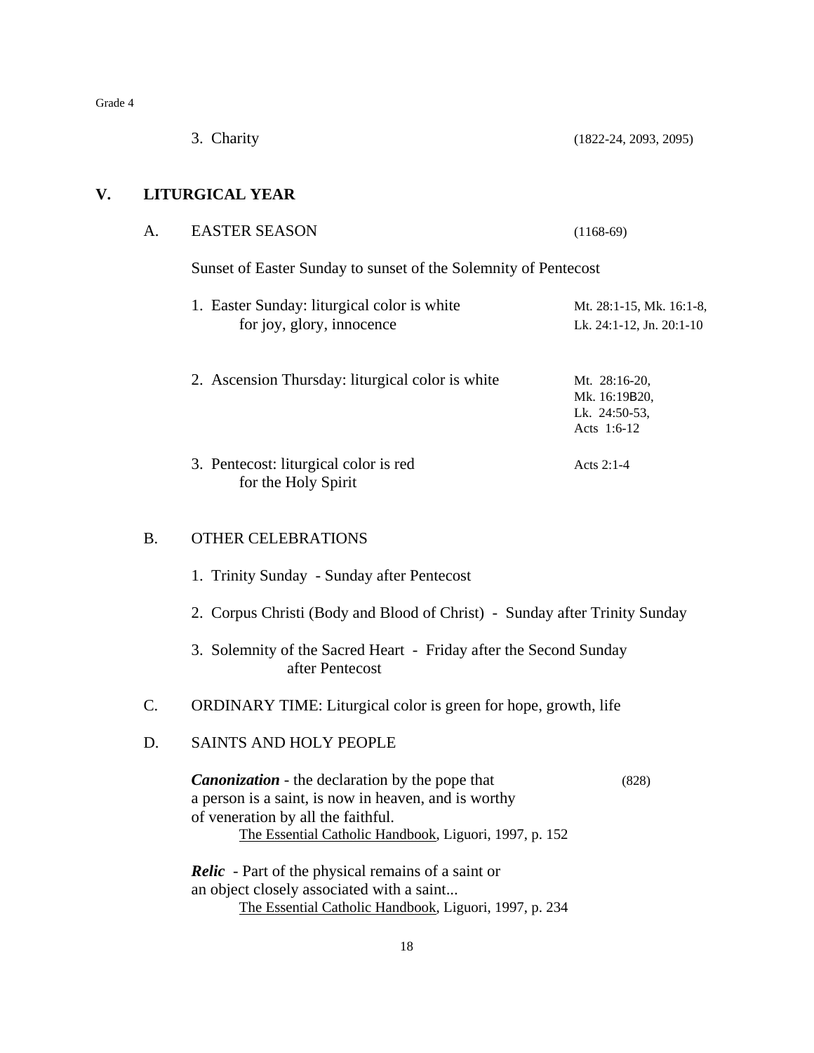3. Charity (1822-24, 2093, 2095)

## V. LITURGICAL YEAR

### A. EASTER SEASON (1168-69)

Sunset of Easter Sunday to sunset of the Solemnity of Pentecost

1. Easter Sunday: liturgical color is white for joy, glory, innocence — Mt. 28:1-15, Mk. 16:1-8, Lk. 24:1-12, Jn. 20:1-10

2. Ascension Thursday: liturgical color is white — Mt. 28:16-20, Mk. 16:19B20, Lk. 24:50-53, Acts 1:6-12

3. Pentecost: liturgical color is red for the Holy Spirit — Acts 2:1-4

### B. OTHER CELEBRATIONS

1. Trinity Sunday - Sunday after Pentecost

2. Corpus Christi (Body and Blood of Christ) - Sunday after Trinity Sunday

3. Solemnity of the Sacred Heart - Friday after the Second Sunday after Pentecost

### C. ORDINARY TIME: Liturgical color is green for hope, growth, life

### D. SAINTS AND HOLY PEOPLE

***Canonization*** - the declaration by the pope that a person is a saint, is now in heaven, and is worthy of veneration by all the faithful. (828)
The Essential Catholic Handbook, Liguori, 1997, p. 152

***Relic*** - Part of the physical remains of a saint or an object closely associated with a saint...
The Essential Catholic Handbook, Liguori, 1997, p. 234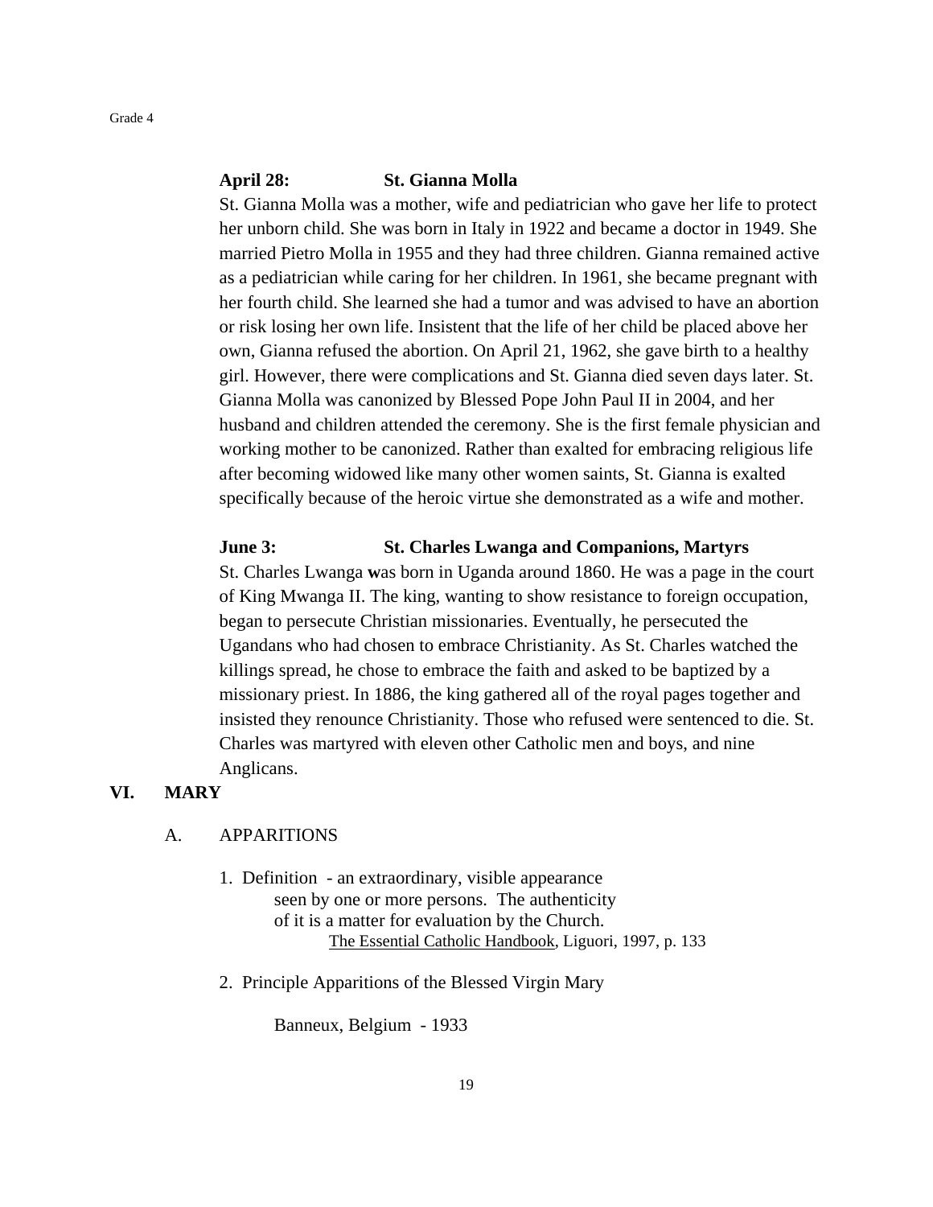**April 28: St. Gianna Molla**

St. Gianna Molla was a mother, wife and pediatrician who gave her life to protect her unborn child. She was born in Italy in 1922 and became a doctor in 1949. She married Pietro Molla in 1955 and they had three children. Gianna remained active as a pediatrician while caring for her children. In 1961, she became pregnant with her fourth child. She learned she had a tumor and was advised to have an abortion or risk losing her own life. Insistent that the life of her child be placed above her own, Gianna refused the abortion. On April 21, 1962, she gave birth to a healthy girl. However, there were complications and St. Gianna died seven days later. St. Gianna Molla was canonized by Blessed Pope John Paul II in 2004, and her husband and children attended the ceremony. She is the first female physician and working mother to be canonized. Rather than exalted for embracing religious life after becoming widowed like many other women saints, St. Gianna is exalted specifically because of the heroic virtue she demonstrated as a wife and mother.

**June 3: St. Charles Lwanga and Companions, Martyrs**

St. Charles Lwanga **w**as born in Uganda around 1860. He was a page in the court of King Mwanga II. The king, wanting to show resistance to foreign occupation, began to persecute Christian missionaries. Eventually, he persecuted the Ugandans who had chosen to embrace Christianity. As St. Charles watched the killings spread, he chose to embrace the faith and asked to be baptized by a missionary priest. In 1886, the king gathered all of the royal pages together and insisted they renounce Christianity. Those who refused were sentenced to die. St. Charles was martyred with eleven other Catholic men and boys, and nine Anglicans.

## VI. MARY

### A. APPARITIONS

1. Definition - an extraordinary, visible appearance seen by one or more persons. The authenticity of it is a matter for evaluation by the Church.

   The Essential Catholic Handbook, Liguori, 1997, p. 133

2. Principle Apparitions of the Blessed Virgin Mary

   Banneux, Belgium - 1933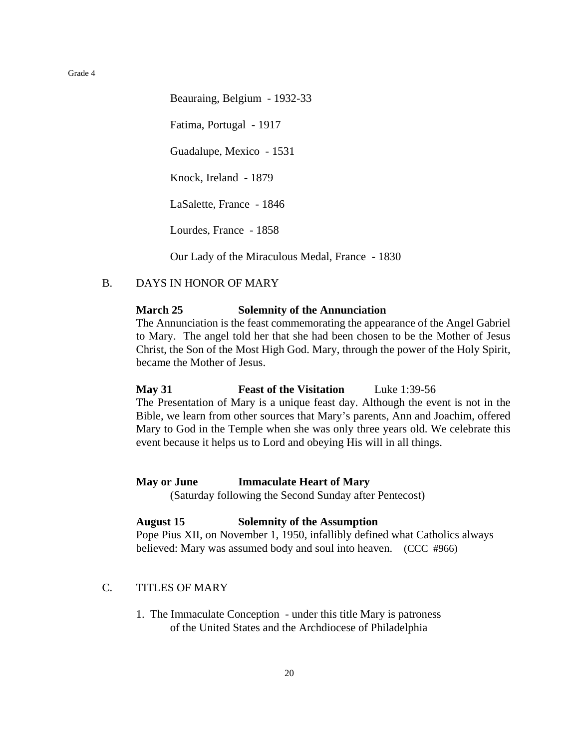Beauraing, Belgium - 1932-33

Fatima, Portugal - 1917

Guadalupe, Mexico - 1531

Knock, Ireland - 1879

LaSalette, France - 1846

Lourdes, France - 1858

Our Lady of the Miraculous Medal, France - 1830

B. DAYS IN HONOR OF MARY

**March 25** **Solemnity of the Annunciation**
The Annunciation is the feast commemorating the appearance of the Angel Gabriel to Mary. The angel told her that she had been chosen to be the Mother of Jesus Christ, the Son of the Most High God. Mary, through the power of the Holy Spirit, became the Mother of Jesus.

**May 31** **Feast of the Visitation** Luke 1:39-56
The Presentation of Mary is a unique feast day. Although the event is not in the Bible, we learn from other sources that Mary's parents, Ann and Joachim, offered Mary to God in the Temple when she was only three years old. We celebrate this event because it helps us to Lord and obeying His will in all things.

**May or June** **Immaculate Heart of Mary**
(Saturday following the Second Sunday after Pentecost)

**August 15** **Solemnity of the Assumption**
Pope Pius XII, on November 1, 1950, infallibly defined what Catholics always believed: Mary was assumed body and soul into heaven. (CCC #966)

C. TITLES OF MARY

1. The Immaculate Conception - under this title Mary is patroness of the United States and the Archdiocese of Philadelphia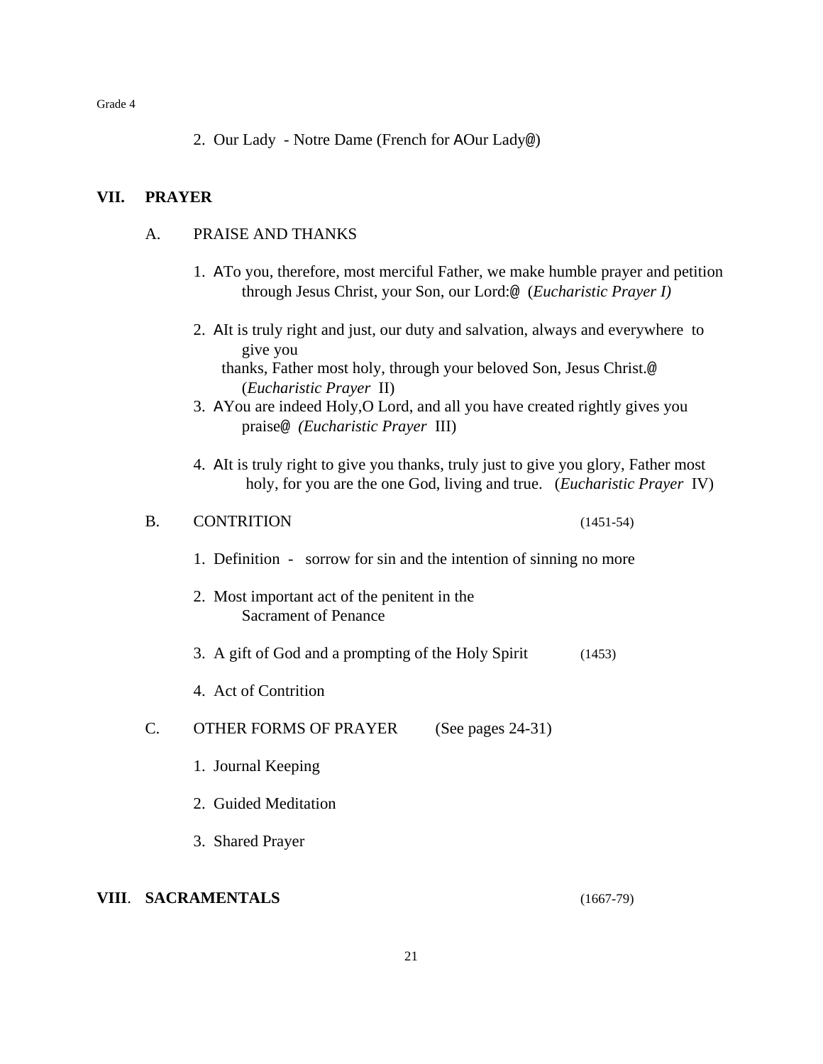2. Our Lady - Notre Dame (French for AOur Lady@)

## VII. PRAYER

### A. PRAISE AND THANKS

1. ATo you, therefore, most merciful Father, we make humble prayer and petition through Jesus Christ, your Son, our Lord:@ (*Eucharistic Prayer I)*

2. AIt is truly right and just, our duty and salvation, always and everywhere to give you thanks, Father most holy, through your beloved Son, Jesus Christ.@ (*Eucharistic Prayer* II)

3. AYou are indeed Holy,O Lord, and all you have created rightly gives you praise@ *(Eucharistic Prayer* III)

4. AIt is truly right to give you thanks, truly just to give you glory, Father most holy, for you are the one God, living and true. (*Eucharistic Prayer* IV)

### B. CONTRITION (1451-54)

1. Definition - sorrow for sin and the intention of sinning no more

2. Most important act of the penitent in the Sacrament of Penance

3. A gift of God and a prompting of the Holy Spirit (1453)

4. Act of Contrition

### C. OTHER FORMS OF PRAYER (See pages 24-31)

1. Journal Keeping

2. Guided Meditation

3. Shared Prayer

## VIII. SACRAMENTALS (1667-79)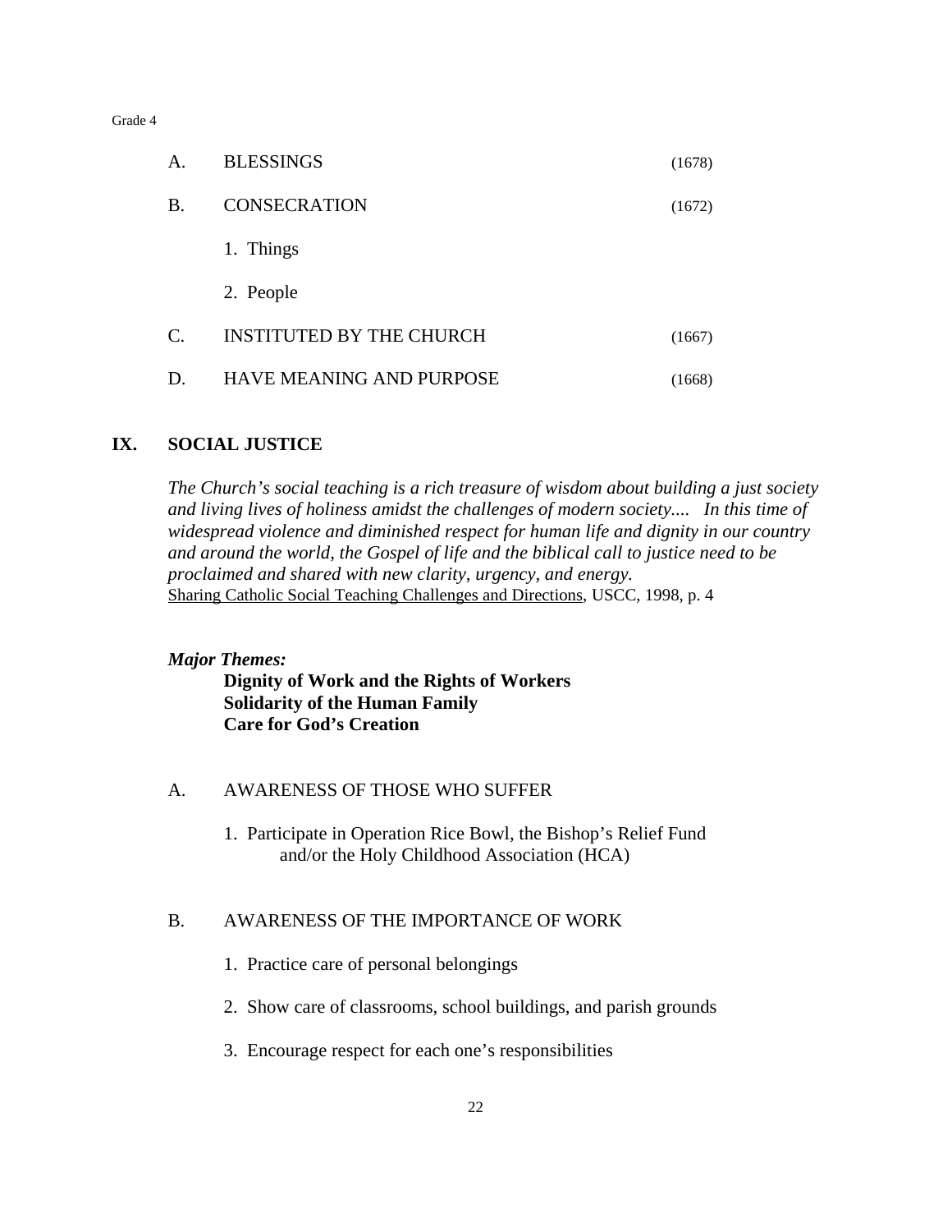A. BLESSINGS (1678)

B. CONSECRATION (1672)

1. Things
2. People

C. INSTITUTED BY THE CHURCH (1667)

D. HAVE MEANING AND PURPOSE (1668)

## IX. SOCIAL JUSTICE

*The Church's social teaching is a rich treasure of wisdom about building a just society and living lives of holiness amidst the challenges of modern society.... In this time of widespread violence and diminished respect for human life and dignity in our country and around the world, the Gospel of life and the biblical call to justice need to be proclaimed and shared with new clarity, urgency, and energy.*
Sharing Catholic Social Teaching Challenges and Directions, USCC, 1998, p. 4

***Major Themes:***

**Dignity of Work and the Rights of Workers**
**Solidarity of the Human Family**
**Care for God's Creation**

A. AWARENESS OF THOSE WHO SUFFER

1. Participate in Operation Rice Bowl, the Bishop's Relief Fund and/or the Holy Childhood Association (HCA)

B. AWARENESS OF THE IMPORTANCE OF WORK

1. Practice care of personal belongings
2. Show care of classrooms, school buildings, and parish grounds
3. Encourage respect for each one's responsibilities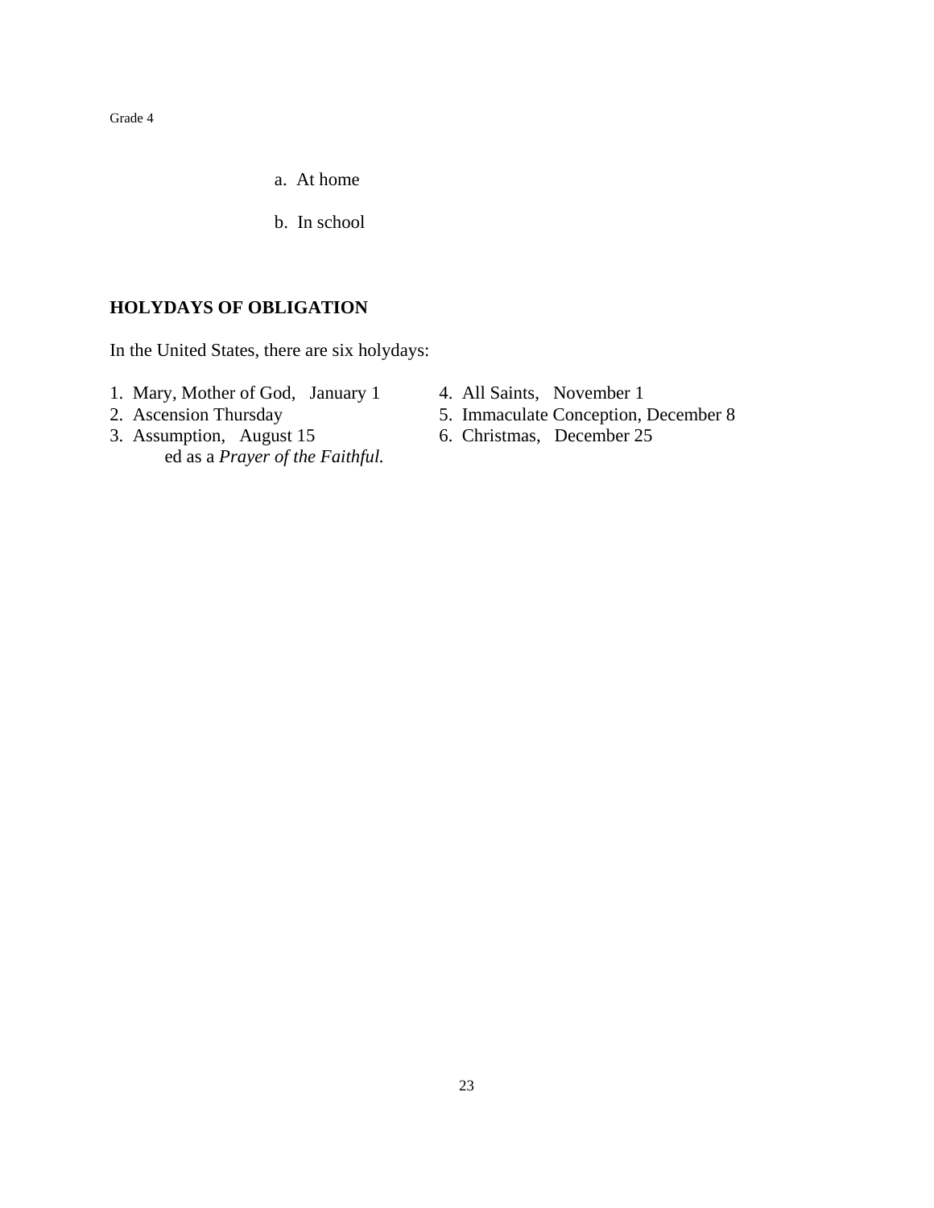a. At home

b. In school

**HOLYDAYS OF OBLIGATION**

In the United States, there are six holydays:

1. Mary, Mother of God, January 1
2. Ascension Thursday
3. Assumption, August 15
4. All Saints, November 1
5. Immaculate Conception, December 8
6. Christmas, December 25

ed as a *Prayer of the Faithful.*